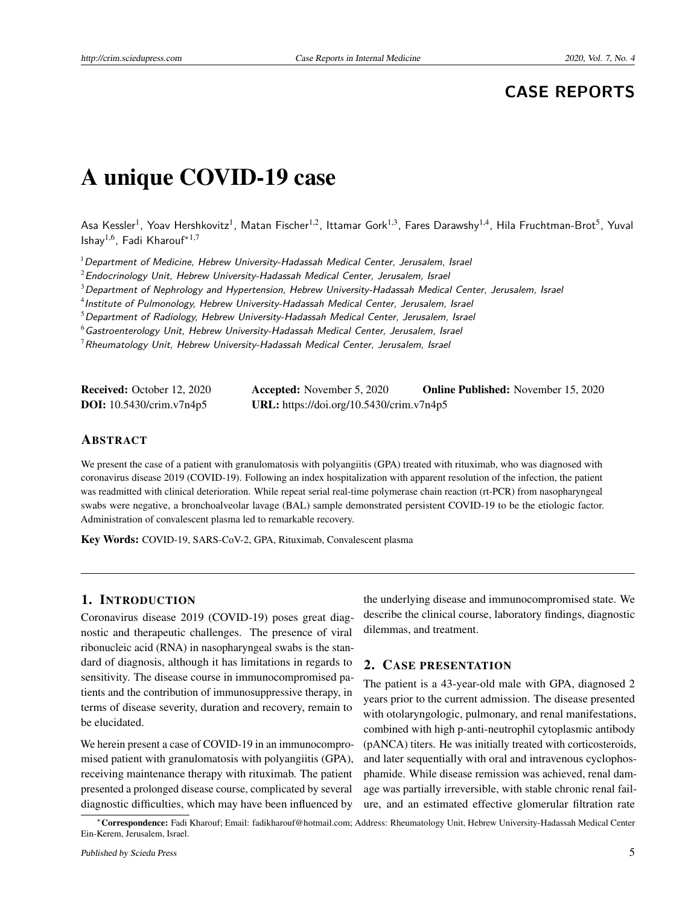CASE REPORTS

# A unique COVID-19 case

Asa Kessler[1], Yoav Hershkovitz[1], Matan Fischer[1,2], Ittamar Gork[1,3], Fares Darawshy[1,4], Hila Fruchtman-Brot[5], Yuval Ishay[1,6], Fadi Kharouf*[1,7]

[1] *Department of Medicine, Hebrew University-Hadassah Medical Center, Jerusalem, Israel*
[2] *Endocrinology Unit, Hebrew University-Hadassah Medical Center, Jerusalem, Israel*
[3] *Department of Nephrology and Hypertension, Hebrew University-Hadassah Medical Center, Jerusalem, Israel*
[4] *Institute of Pulmonology, Hebrew University-Hadassah Medical Center, Jerusalem, Israel*
[5] *Department of Radiology, Hebrew University-Hadassah Medical Center, Jerusalem, Israel*
[6] *Gastroenterology Unit, Hebrew University-Hadassah Medical Center, Jerusalem, Israel*
[7] *Rheumatology Unit, Hebrew University-Hadassah Medical Center, Jerusalem, Israel*

**Received:** October 12, 2020 **Accepted:** November 5, 2020 **Online Published:** November 15, 2020
**DOI:** 10.5430/crim.v7n4p5 **URL:** https://doi.org/10.5430/crim.v7n4p5

## ABSTRACT

We present the case of a patient with granulomatosis with polyangiitis (GPA) treated with rituximab, who was diagnosed with coronavirus disease 2019 (COVID-19). Following an index hospitalization with apparent resolution of the infection, the patient was readmitted with clinical deterioration. While repeat serial real-time polymerase chain reaction (rt-PCR) from nasopharyngeal swabs were negative, a bronchoalveolar lavage (BAL) sample demonstrated persistent COVID-19 to be the etiologic factor. Administration of convalescent plasma led to remarkable recovery.

**Key Words:** COVID-19, SARS-CoV-2, GPA, Rituximab, Convalescent plasma

## 1. INTRODUCTION

Coronavirus disease 2019 (COVID-19) poses great diagnostic and therapeutic challenges. The presence of viral ribonucleic acid (RNA) in nasopharyngeal swabs is the standard of diagnosis, although it has limitations in regards to sensitivity. The disease course in immunocompromised patients and the contribution of immunosuppressive therapy, in terms of disease severity, duration and recovery, remain to be elucidated.

We herein present a case of COVID-19 in an immunocompromised patient with granulomatosis with polyangiitis (GPA), receiving maintenance therapy with rituximab. The patient presented a prolonged disease course, complicated by several diagnostic difficulties, which may have been influenced by the underlying disease and immunocompromised state. We describe the clinical course, laboratory findings, diagnostic dilemmas, and treatment.

## 2. CASE PRESENTATION

The patient is a 43-year-old male with GPA, diagnosed 2 years prior to the current admission. The disease presented with otolaryngologic, pulmonary, and renal manifestations, combined with high p-anti-neutrophil cytoplasmic antibody (pANCA) titers. He was initially treated with corticosteroids, and later sequentially with oral and intravenous cyclophosphamide. While disease remission was achieved, renal damage was partially irreversible, with stable chronic renal failure, and an estimated effective glomerular filtration rate

*Correspondence: Fadi Kharouf; Email: fadikharouf@hotmail.com; Address: Rheumatology Unit, Hebrew University-Hadassah Medical Center Ein-Kerem, Jerusalem, Israel.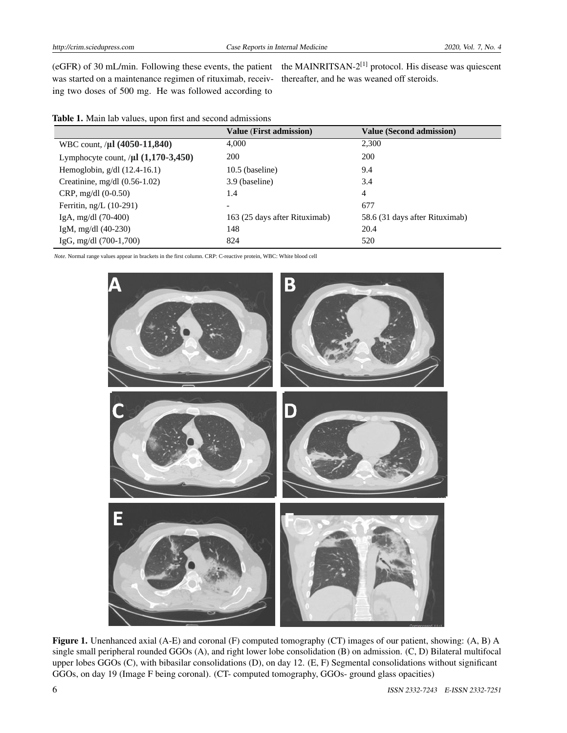(eGFR) of 30 mL/min. Following these events, the patient was started on a maintenance regimen of rituximab, receiving two doses of 500 mg. He was followed according to the MAINRITSAN-2[1] protocol. His disease was quiescent thereafter, and he was weaned off steroids.

**Table 1.** Main lab values, upon first and second admissions

| | Value (First admission) | Value (Second admission) |
|---|---|---|
| WBC count, /µl (4050-11,840) | 4,000 | 2,300 |
| Lymphocyte count, /µl (1,170-3,450) | 200 | 200 |
| Hemoglobin, g/dl (12.4-16.1) | 10.5 (baseline) | 9.4 |
| Creatinine, mg/dl (0.56-1.02) | 3.9 (baseline) | 3.4 |
| CRP, mg/dl (0-0.50) | 1.4 | 4 |
| Ferritin, ng/L (10-291) | - | 677 |
| IgA, mg/dl (70-400) | 163 (25 days after Rituximab) | 58.6 (31 days after Rituximab) |
| IgM, mg/dl (40-230) | 148 | 20.4 |
| IgG, mg/dl (700-1,700) | 824 | 520 |

*Note.* Normal range values appear in brackets in the first column. CRP: C-reactive protein, WBC: White blood cell

**Figure 1.** Unenhanced axial (A-E) and coronal (F) computed tomography (CT) images of our patient, showing: (A, B) A single small peripheral rounded GGOs (A), and right lower lobe consolidation (B) on admission. (C, D) Bilateral multifocal upper lobes GGOs (C), with bibasilar consolidations (D), on day 12. (E, F) Segmental consolidations without significant GGOs, on day 19 (Image F being coronal). (CT- computed tomography, GGOs- ground glass opacities)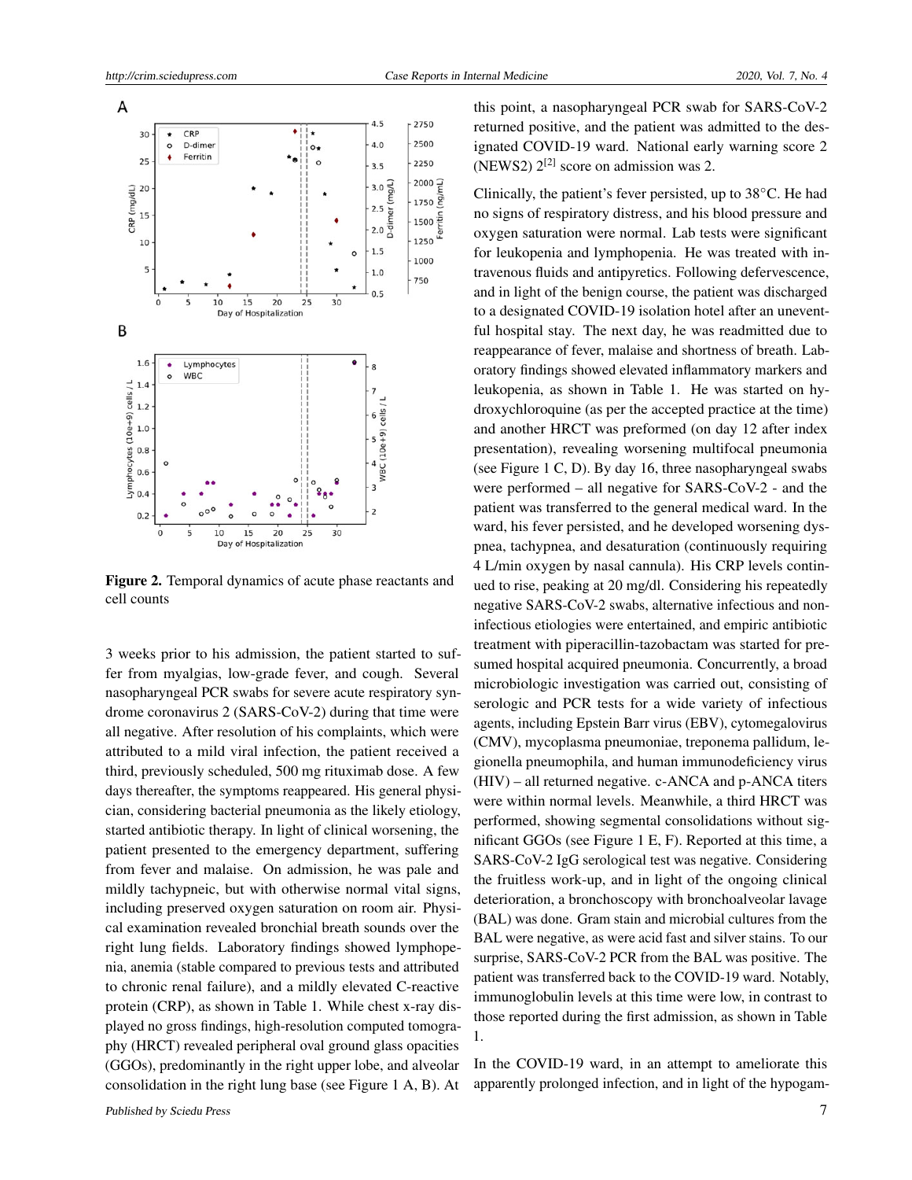**Figure 2.** Temporal dynamics of acute phase reactants and cell counts

3 weeks prior to his admission, the patient started to suffer from myalgias, low-grade fever, and cough. Several nasopharyngeal PCR swabs for severe acute respiratory syndrome coronavirus 2 (SARS-CoV-2) during that time were all negative. After resolution of his complaints, which were attributed to a mild viral infection, the patient received a third, previously scheduled, 500 mg rituximab dose. A few days thereafter, the symptoms reappeared. His general physician, considering bacterial pneumonia as the likely etiology, started antibiotic therapy. In light of clinical worsening, the patient presented to the emergency department, suffering from fever and malaise. On admission, he was pale and mildly tachypneic, but with otherwise normal vital signs, including preserved oxygen saturation on room air. Physical examination revealed bronchial breath sounds over the right lung fields. Laboratory findings showed lymphopenia, anemia (stable compared to previous tests and attributed to chronic renal failure), and a mildly elevated C-reactive protein (CRP), as shown in Table 1. While chest x-ray displayed no gross findings, high-resolution computed tomography (HRCT) revealed peripheral oval ground glass opacities (GGOs), predominantly in the right upper lobe, and alveolar consolidation in the right lung base (see Figure 1 A, B). At this point, a nasopharyngeal PCR swab for SARS-CoV-2 returned positive, and the patient was admitted to the designated COVID-19 ward. National early warning score 2 (NEWS2) 2[2] score on admission was 2.

Clinically, the patient's fever persisted, up to 38°C. He had no signs of respiratory distress, and his blood pressure and oxygen saturation were normal. Lab tests were significant for leukopenia and lymphopenia. He was treated with intravenous fluids and antipyretics. Following defervescence, and in light of the benign course, the patient was discharged to a designated COVID-19 isolation hotel after an uneventful hospital stay. The next day, he was readmitted due to reappearance of fever, malaise and shortness of breath. Laboratory findings showed elevated inflammatory markers and leukopenia, as shown in Table 1. He was started on hydroxychloroquine (as per the accepted practice at the time) and another HRCT was preformed (on day 12 after index presentation), revealing worsening multifocal pneumonia (see Figure 1 C, D). By day 16, three nasopharyngeal swabs were performed – all negative for SARS-CoV-2 - and the patient was transferred to the general medical ward. In the ward, his fever persisted, and he developed worsening dyspnea, tachypnea, and desaturation (continuously requiring 4 L/min oxygen by nasal cannula). His CRP levels continued to rise, peaking at 20 mg/dl. Considering his repeatedly negative SARS-CoV-2 swabs, alternative infectious and non-infectious etiologies were entertained, and empiric antibiotic treatment with piperacillin-tazobactam was started for presumed hospital acquired pneumonia. Concurrently, a broad microbiologic investigation was carried out, consisting of serologic and PCR tests for a wide variety of infectious agents, including Epstein Barr virus (EBV), cytomegalovirus (CMV), mycoplasma pneumoniae, treponema pallidum, legionella pneumophila, and human immunodeficiency virus (HIV) – all returned negative. c-ANCA and p-ANCA titers were within normal levels. Meanwhile, a third HRCT was performed, showing segmental consolidations without significant GGOs (see Figure 1 E, F). Reported at this time, a SARS-CoV-2 IgG serological test was negative. Considering the fruitless work-up, and in light of the ongoing clinical deterioration, a bronchoscopy with bronchoalveolar lavage (BAL) was done. Gram stain and microbial cultures from the BAL were negative, as were acid fast and silver stains. To our surprise, SARS-CoV-2 PCR from the BAL was positive. The patient was transferred back to the COVID-19 ward. Notably, immunoglobulin levels at this time were low, in contrast to those reported during the first admission, as shown in Table 1.

In the COVID-19 ward, in an attempt to ameliorate this apparently prolonged infection, and in light of the hypogam-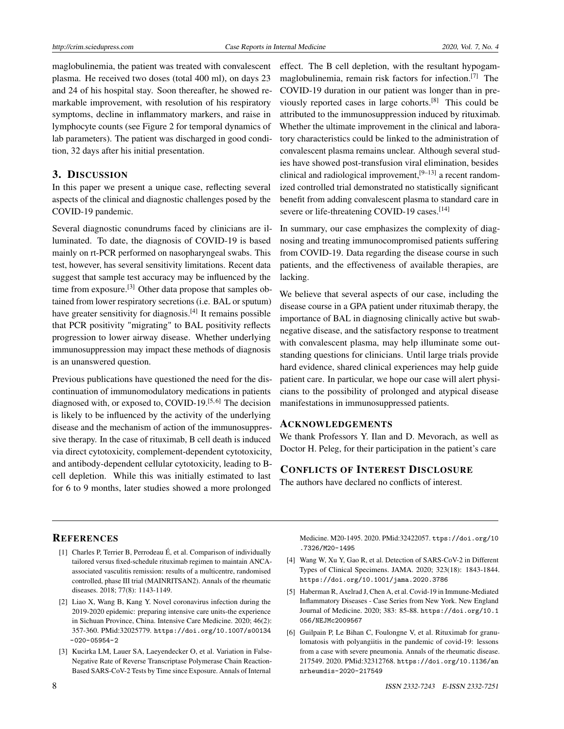maglobulinemia, the patient was treated with convalescent plasma. He received two doses (total 400 ml), on days 23 and 24 of his hospital stay. Soon thereafter, he showed remarkable improvement, with resolution of his respiratory symptoms, decline in inflammatory markers, and raise in lymphocyte counts (see Figure 2 for temporal dynamics of lab parameters). The patient was discharged in good condition, 32 days after his initial presentation.

## 3. DISCUSSION

In this paper we present a unique case, reflecting several aspects of the clinical and diagnostic challenges posed by the COVID-19 pandemic.

Several diagnostic conundrums faced by clinicians are illuminated. To date, the diagnosis of COVID-19 is based mainly on rt-PCR performed on nasopharyngeal swabs. This test, however, has several sensitivity limitations. Recent data suggest that sample test accuracy may be influenced by the time from exposure.[3] Other data propose that samples obtained from lower respiratory secretions (i.e. BAL or sputum) have greater sensitivity for diagnosis.[4] It remains possible that PCR positivity "migrating" to BAL positivity reflects progression to lower airway disease. Whether underlying immunosuppression may impact these methods of diagnosis is an unanswered question.

Previous publications have questioned the need for the discontinuation of immunomodulatory medications in patients diagnosed with, or exposed to, COVID-19.[5,6] The decision is likely to be influenced by the activity of the underlying disease and the mechanism of action of the immunosuppressive therapy. In the case of rituximab, B cell death is induced via direct cytotoxicity, complement-dependent cytotoxicity, and antibody-dependent cellular cytotoxicity, leading to B-cell depletion. While this was initially estimated to last for 6 to 9 months, later studies showed a more prolonged effect. The B cell depletion, with the resultant hypogammaglobulinemia, remain risk factors for infection.[7] The COVID-19 duration in our patient was longer than in previously reported cases in large cohorts.[8] This could be attributed to the immunosuppression induced by rituximab. Whether the ultimate improvement in the clinical and laboratory characteristics could be linked to the administration of convalescent plasma remains unclear. Although several studies have showed post-transfusion viral elimination, besides clinical and radiological improvement,[9–13] a recent randomized controlled trial demonstrated no statistically significant benefit from adding convalescent plasma to standard care in severe or life-threatening COVID-19 cases.[14]

In summary, our case emphasizes the complexity of diagnosing and treating immunocompromised patients suffering from COVID-19. Data regarding the disease course in such patients, and the effectiveness of available therapies, are lacking.

We believe that several aspects of our case, including the disease course in a GPA patient under rituximab therapy, the importance of BAL in diagnosing clinically active but swab-negative disease, and the satisfactory response to treatment with convalescent plasma, may help illuminate some outstanding questions for clinicians. Until large trials provide hard evidence, shared clinical experiences may help guide patient care. In particular, we hope our case will alert physicians to the possibility of prolonged and atypical disease manifestations in immunosuppressed patients.

## ACKNOWLEDGEMENTS

We thank Professors Y. Ilan and D. Mevorach, as well as Doctor H. Peleg, for their participation in the patient's care

## CONFLICTS OF INTEREST DISCLOSURE

The authors have declared no conflicts of interest.

## REFERENCES

[1] Charles P, Terrier B, Perrodeau É, et al. Comparison of individually tailored versus fixed-schedule rituximab regimen to maintain ANCA-associated vasculitis remission: results of a multicentre, randomised controlled, phase III trial (MAINRITSAN2). Annals of the rheumatic diseases. 2018; 77(8): 1143-1149.

[2] Liao X, Wang B, Kang Y. Novel coronavirus infection during the 2019-2020 epidemic: preparing intensive care units-the experience in Sichuan Province, China. Intensive Care Medicine. 2020; 46(2): 357-360. PMid:32025779. https://doi.org/10.1007/s00134-020-05954-2

[3] Kucirka LM, Lauer SA, Laeyendecker O, et al. Variation in False-Negative Rate of Reverse Transcriptase Polymerase Chain Reaction-Based SARS-CoV-2 Tests by Time since Exposure. Annals of Internal Medicine. M20-1495. 2020. PMid:32422057. ttps://doi.org/10.7326/M20-1495

[4] Wang W, Xu Y, Gao R, et al. Detection of SARS-CoV-2 in Different Types of Clinical Specimens. JAMA. 2020; 323(18): 1843-1844. https://doi.org/10.1001/jama.2020.3786

[5] Haberman R, Axelrad J, Chen A, et al. Covid-19 in Immune-Mediated Inflammatory Diseases - Case Series from New York. New England Journal of Medicine. 2020; 383: 85-88. https://doi.org/10.1056/NEJMc2009567

[6] Guilpain P, Le Bihan C, Foulongne V, et al. Rituximab for granulomatosis with polyangiitis in the pandemic of covid-19: lessons from a case with severe pneumonia. Annals of the rheumatic disease. 217549. 2020. PMid:32312768. https://doi.org/10.1136/annrheumdis-2020-217549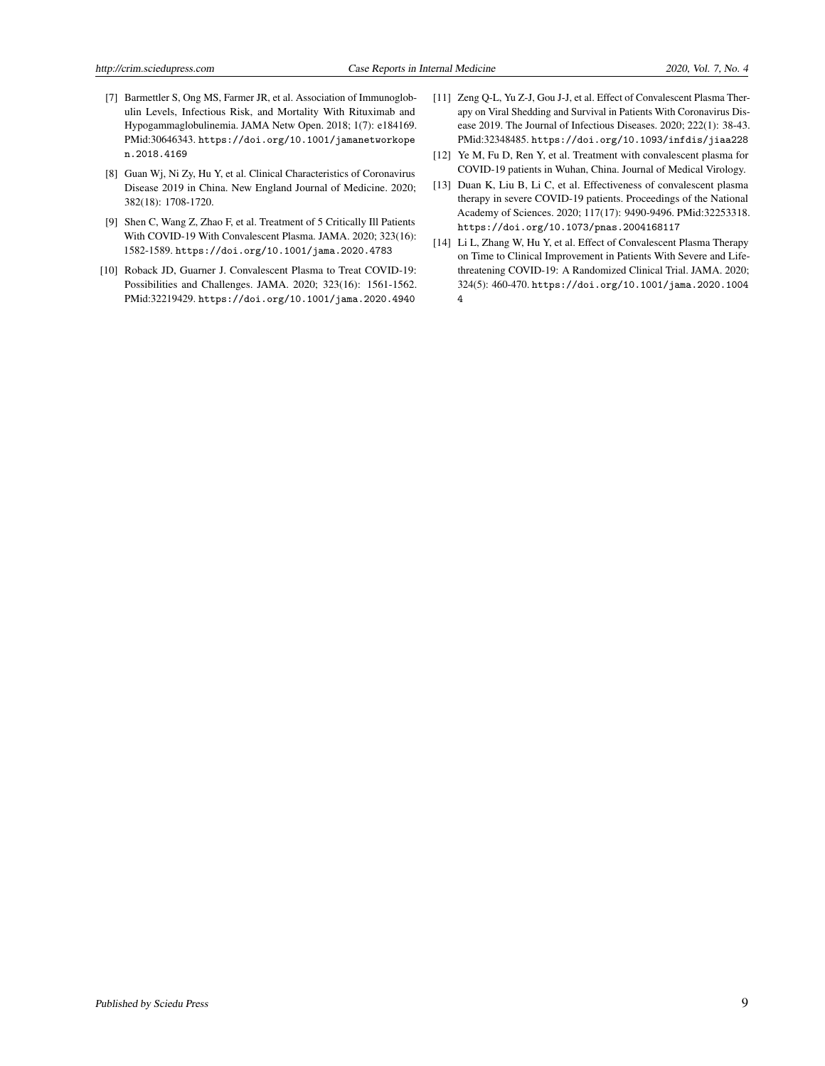[7] Barmettler S, Ong MS, Farmer JR, et al. Association of Immunoglobulin Levels, Infectious Risk, and Mortality With Rituximab and Hypogammaglobulinemia. JAMA Netw Open. 2018; 1(7): e184169. PMid:30646343. https://doi.org/10.1001/jamanetworkopen.2018.4169

[8] Guan Wj, Ni Zy, Hu Y, et al. Clinical Characteristics of Coronavirus Disease 2019 in China. New England Journal of Medicine. 2020; 382(18): 1708-1720.

[9] Shen C, Wang Z, Zhao F, et al. Treatment of 5 Critically Ill Patients With COVID-19 With Convalescent Plasma. JAMA. 2020; 323(16): 1582-1589. https://doi.org/10.1001/jama.2020.4783

[10] Roback JD, Guarner J. Convalescent Plasma to Treat COVID-19: Possibilities and Challenges. JAMA. 2020; 323(16): 1561-1562. PMid:32219429. https://doi.org/10.1001/jama.2020.4940

[11] Zeng Q-L, Yu Z-J, Gou J-J, et al. Effect of Convalescent Plasma Therapy on Viral Shedding and Survival in Patients With Coronavirus Disease 2019. The Journal of Infectious Diseases. 2020; 222(1): 38-43. PMid:32348485. https://doi.org/10.1093/infdis/jiaa228

[12] Ye M, Fu D, Ren Y, et al. Treatment with convalescent plasma for COVID-19 patients in Wuhan, China. Journal of Medical Virology.

[13] Duan K, Liu B, Li C, et al. Effectiveness of convalescent plasma therapy in severe COVID-19 patients. Proceedings of the National Academy of Sciences. 2020; 117(17): 9490-9496. PMid:32253318. https://doi.org/10.1073/pnas.2004168117

[14] Li L, Zhang W, Hu Y, et al. Effect of Convalescent Plasma Therapy on Time to Clinical Improvement in Patients With Severe and Life-threatening COVID-19: A Randomized Clinical Trial. JAMA. 2020; 324(5): 460-470. https://doi.org/10.1001/jama.2020.10044